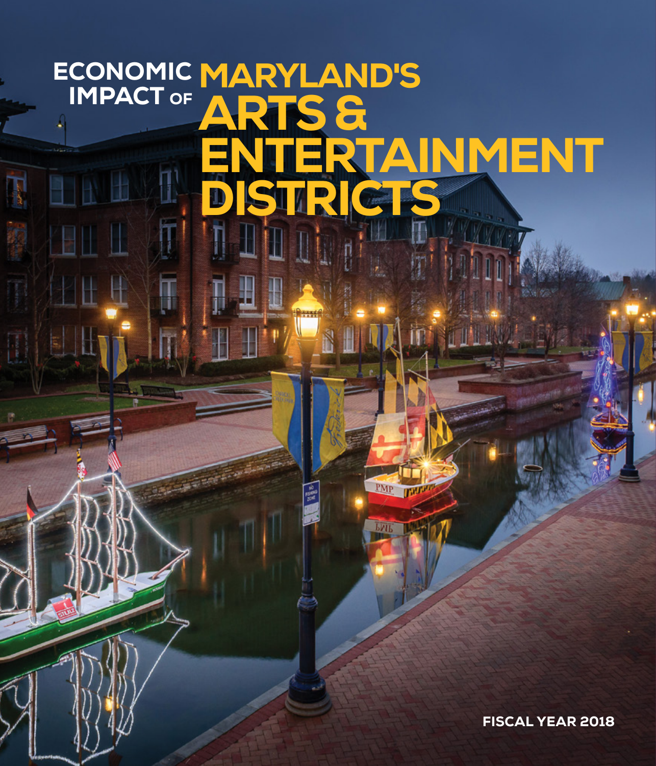# ECONOMIC IMPACT OF MARYLAND'S ARTS & ENTERTAINMENT DISTRICTS

FISCAL YEAR 2018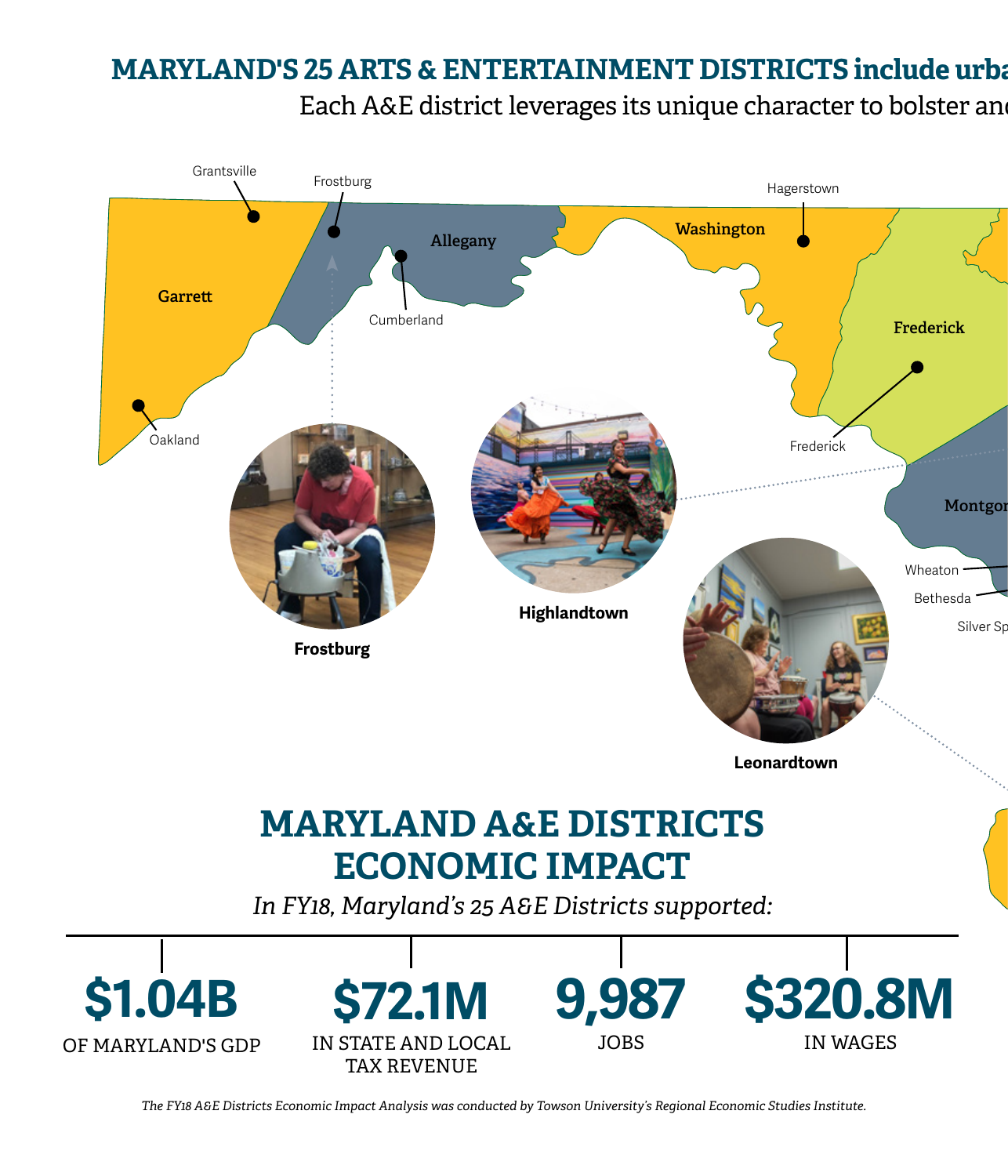# MARYLAND'S 25 ARTS & ENTERTAINMENT DISTRICTS include urba

Each A&E district leverages its unique character to bolster and

Grantsville

Frostburg

Hagerstown

Allegany

Washington

Garrett

Cumberland

Frederick

Oakland

Frederick

Montgo

Wheaton

Bethesda

Silver Sp

**Frostburg**

**Highlandtown**

**Leonardtown**

## MARYLAND A&E DISTRICTS ECONOMIC IMPACT

*In FY18, Maryland's 25 A&E Districts supported:*

| $1.04B | $72.1M | 9,987 | $320.8M |
|---|---|---|---|
| OF MARYLAND'S GDP | IN STATE AND LOCAL TAX REVENUE | JOBS | IN WAGES |

*The FY18 A&E Districts Economic Impact Analysis was conducted by Towson University's Regional Economic Studies Institute.*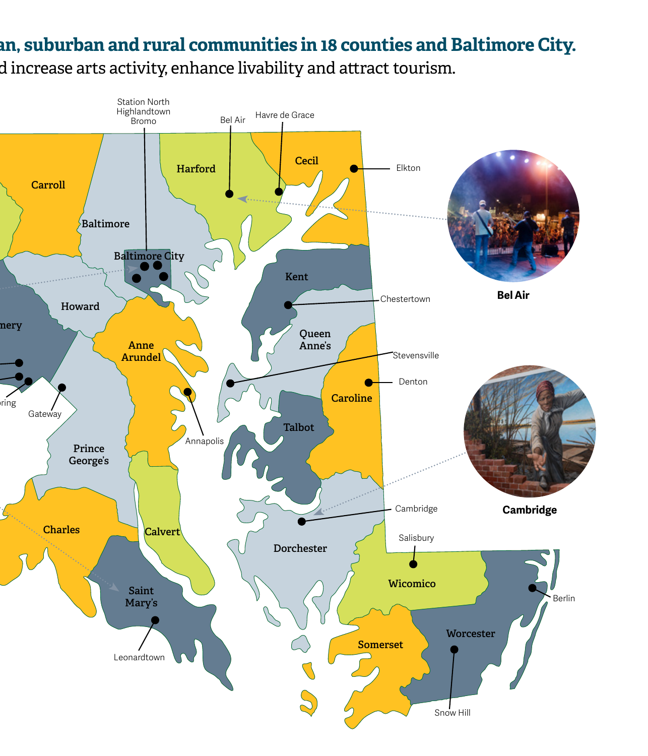## an, suburban and rural communities in 18 counties and Baltimore City.

d increase arts activity, enhance livability and attract tourism.

Station North
Highlandtown
Bromo

Bel Air

Havre de Grace

Carroll

Harford

Cecil

Elkton

Baltimore

Baltimore City

Kent

Chestertown

Howard

nery

Queen Anne's

Stevensville

Anne Arundel

Denton

Caroline

ring

Gateway

Talbot

Annapolis

Prince George's

Cambridge

Charles

Calvert

Dorchester

Salisbury

Wicomico

Saint Mary's

Berlin

Leonardtown

Somerset

Worcester

Snow Hill

**Bel Air**

**Cambridge**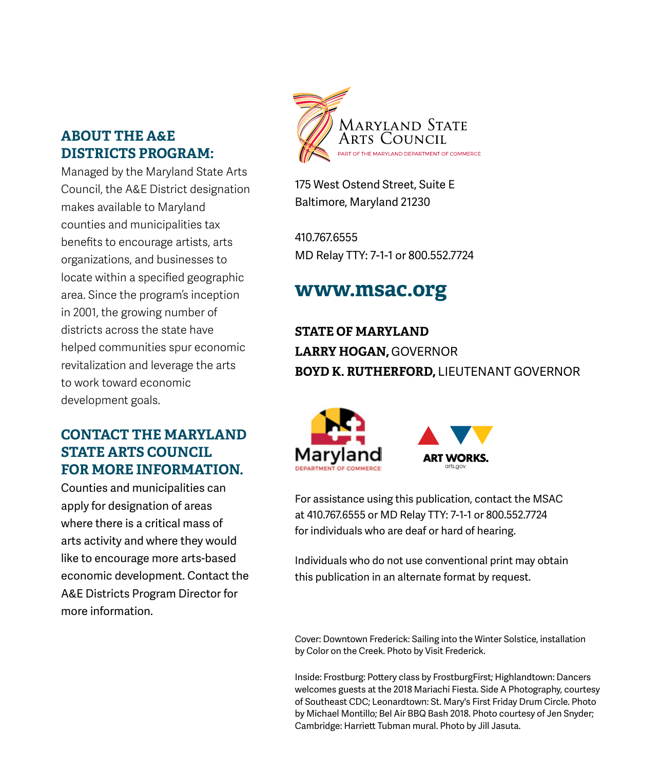## ABOUT THE A&E DISTRICTS PROGRAM:

Managed by the Maryland State Arts Council, the A&E District designation makes available to Maryland counties and municipalities tax benefits to encourage artists, arts organizations, and businesses to locate within a specified geographic area. Since the program's inception in 2001, the growing number of districts across the state have helped communities spur economic revitalization and leverage the arts to work toward economic development goals.

## CONTACT THE MARYLAND STATE ARTS COUNCIL FOR MORE INFORMATION.

Counties and municipalities can apply for designation of areas where there is a critical mass of arts activity and where they would like to encourage more arts-based economic development. Contact the A&E Districts Program Director for more information.

Maryland State Arts Council
PART OF THE MARYLAND DEPARTMENT OF COMMERCE

175 West Ostend Street, Suite E
Baltimore, Maryland 21230

410.767.6555
MD Relay TTY: 7-1-1 or 800.552.7724

## www.msac.org

**STATE OF MARYLAND**
**LARRY HOGAN,** GOVERNOR
**BOYD K. RUTHERFORD,** LIEUTENANT GOVERNOR

Maryland
DEPARTMENT OF COMMERCE

ART WORKS.
arts.gov

For assistance using this publication, contact the MSAC at 410.767.6555 or MD Relay TTY: 7-1-1 or 800.552.7724 for individuals who are deaf or hard of hearing.

Individuals who do not use conventional print may obtain this publication in an alternate format by request.

Cover: Downtown Frederick: Sailing into the Winter Solstice, installation by Color on the Creek. Photo by Visit Frederick.

Inside: Frostburg: Pottery class by FrostburgFirst; Highlandtown: Dancers welcomes guests at the 2018 Mariachi Fiesta. Side A Photography, courtesy of Southeast CDC; Leonardtown: St. Mary's First Friday Drum Circle. Photo by Michael Montillo; Bel Air BBQ Bash 2018. Photo courtesy of Jen Snyder; Cambridge: Harriett Tubman mural. Photo by Jill Jasuta.